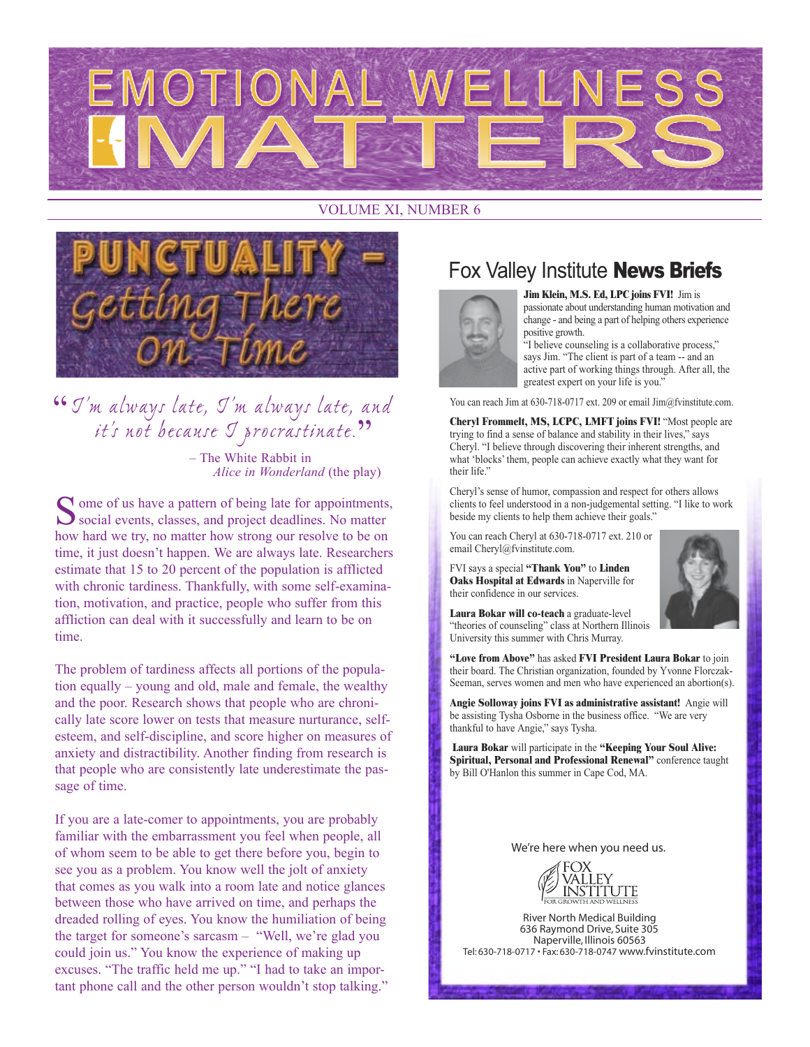# EMOTIONAL WELLNESS MATTERS

VOLUME XI, NUMBER 6

## PUNCTUALITY – Getting There On Time

*"I'm always late, I'm always late, and it's not because I procrastinate."*

– The White Rabbit in *Alice in Wonderland* (the play)

Some of us have a pattern of being late for appointments, social events, classes, and project deadlines. No matter how hard we try, no matter how strong our resolve to be on time, it just doesn't happen. We are always late. Researchers estimate that 15 to 20 percent of the population is afflicted with chronic tardiness. Thankfully, with some self-examination, motivation, and practice, people who suffer from this affliction can deal with it successfully and learn to be on time.

The problem of tardiness affects all portions of the population equally – young and old, male and female, the wealthy and the poor. Research shows that people who are chronically late score lower on tests that measure nurturance, self-esteem, and self-discipline, and score higher on measures of anxiety and distractibility. Another finding from research is that people who are consistently late underestimate the passage of time.

If you are a late-comer to appointments, you are probably familiar with the embarrassment you feel when people, all of whom seem to be able to get there before you, begin to see you as a problem. You know well the jolt of anxiety that comes as you walk into a room late and notice glances between those who have arrived on time, and perhaps the dreaded rolling of eyes. You know the humiliation of being the target for someone's sarcasm – "Well, we're glad you could join us." You know the experience of making up excuses. "The traffic held me up." "I had to take an important phone call and the other person wouldn't stop talking."

## Fox Valley Institute **News Briefs**

**Jim Klein, M.S. Ed, LPC joins FVI!** Jim is passionate about understanding human motivation and change - and being a part of helping others experience positive growth.

"I believe counseling is a collaborative process," says Jim. "The client is part of a team -- and an active part of working things through. After all, the greatest expert on your life is you."

You can reach Jim at 630-718-0717 ext. 209 or email Jim@fvinstitute.com.

**Cheryl Frommelt, MS, LCPC, LMFT joins FVI!** "Most people are trying to find a sense of balance and stability in their lives," says Cheryl. "I believe through discovering their inherent strengths, and what 'blocks' them, people can achieve exactly what they want for their life."

Cheryl's sense of humor, compassion and respect for others allows clients to feel understood in a non-judgemental setting. "I like to work beside my clients to help them achieve their goals."

You can reach Cheryl at 630-718-0717 ext. 210 or email Cheryl@fvinstitute.com.

FVI says a special **"Thank You"** to **Linden Oaks Hospital at Edwards** in Naperville for their confidence in our services.

**Laura Bokar will co-teach** a graduate-level "theories of counseling" class at Northern Illinois University this summer with Chris Murray.

**"Love from Above"** has asked **FVI President Laura Bokar** to join their board. The Christian organization, founded by Yvonne Florczak-Seeman, serves women and men who have experienced an abortion(s).

**Angie Solloway joins FVI as administrative assistant!** Angie will be assisting Tysha Osborne in the business office. "We are very thankful to have Angie," says Tysha.

**Laura Bokar** will participate in the **"Keeping Your Soul Alive: Spiritual, Personal and Professional Renewal"** conference taught by Bill O'Hanlon this summer in Cape Cod, MA.

We're here when you need us.

FOX VALLEY INSTITUTE
FOR GROWTH AND WELLNESS

River North Medical Building
636 Raymond Drive, Suite 305
Naperville, Illinois 60563
Tel: 630-718-0717 • Fax: 630-718-0747 www.fvinstitute.com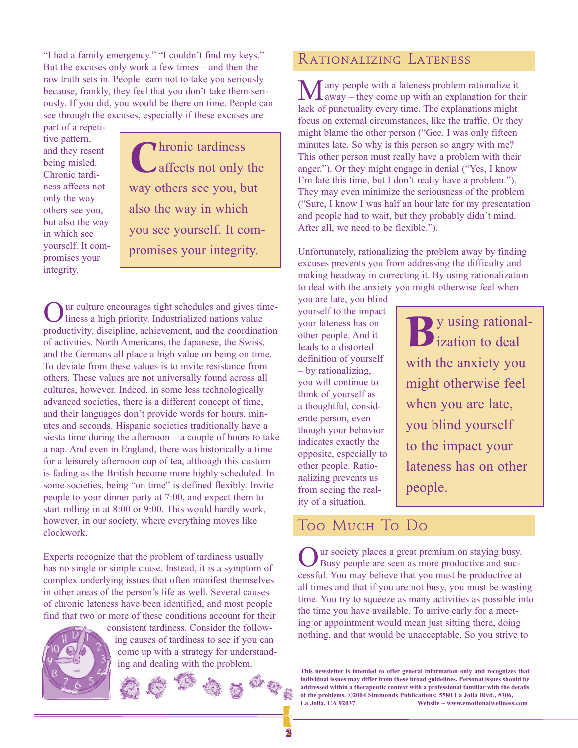"I had a family emergency." "I couldn't find my keys." But the excuses only work a few times – and then the raw truth sets in. People learn not to take you seriously because, frankly, they feel that you don't take them seriously. If you did, you would be there on time. People can see through the excuses, especially if these excuses are part of a repetitive pattern, and they resent being misled. Chronic tardiness affects not only the way others see you, but also the way in which see yourself. It compromises your integrity.

> Chronic tardiness affects not only the way others see you, but also the way in which you see yourself. It compromises your integrity.

Our culture encourages tight schedules and gives timeliness a high priority. Industrialized nations value productivity, discipline, achievement, and the coordination of activities. North Americans, the Japanese, the Swiss, and the Germans all place a high value on being on time. To deviate from these values is to invite resistance from others. These values are not universally found across all cultures, however. Indeed, in some less technologically advanced societies, there is a different concept of time, and their languages don't provide words for hours, minutes and seconds. Hispanic societies traditionally have a siesta time during the afternoon – a couple of hours to take a nap. And even in England, there was historically a time for a leisurely afternoon cup of tea, although this custom is fading as the British become more highly scheduled. In some societies, being "on time" is defined flexibly. Invite people to your dinner party at 7:00, and expect them to start rolling in at 8:00 or 9:00. This would hardly work, however, in our society, where everything moves like clockwork.

Experts recognize that the problem of tardiness usually has no single or simple cause. Instead, it is a symptom of complex underlying issues that often manifest themselves in other areas of the person's life as well. Several causes of chronic lateness have been identified, and most people find that two or more of these conditions account for their consistent tardiness. Consider the following causes of tardiness to see if you can come up with a strategy for understanding and dealing with the problem.

## Rationalizing Lateness

Many people with a lateness problem rationalize it away – they come up with an explanation for their lack of punctuality every time. The explanations might focus on external circumstances, like the traffic. Or they might blame the other person ("Gee, I was only fifteen minutes late. So why is this person so angry with me? This other person must really have a problem with their anger."). Or they might engage in denial ("Yes, I know I'm late this time, but I don't really have a problem."). They may even minimize the seriousness of the problem ("Sure, I know I was half an hour late for my presentation and people had to wait, but they probably didn't mind. After all, we need to be flexible.").

Unfortunately, rationalizing the problem away by finding excuses prevents you from addressing the difficulty and making headway in correcting it. By using rationalization to deal with the anxiety you might otherwise feel when you are late, you blind yourself to the impact your lateness has on other people. And it leads to a distorted definition of yourself – by rationalizing, you will continue to think of yourself as a thoughtful, considerate person, even though your behavior indicates exactly the opposite, especially to other people. Rationalizing prevents us from seeing the reality of a situation.

> By using rationalization to deal with the anxiety you might otherwise feel when you are late, you blind yourself to the impact your lateness has on other people.

## Too Much To Do

Our society places a great premium on staying busy. Busy people are seen as more productive and successful. You may believe that you must be productive at all times and that if you are not busy, you must be wasting time. You try to squeeze as many activities as possible into the time you have available. To arrive early for a meeting or appointment would mean just sitting there, doing nothing, and that would be unacceptable. So you strive to

**This newsletter is intended to offer general information only and recognizes that individual issues may differ from these broad guidelines. Personal issues should be addressed within a therapeutic context with a professional familiar with the details of the problems. ©2004 Simmonds Publications: 5580 La Jolla Blvd., #306, La Jolla, CA 92037 Website ~ www.emotionalwellness.com**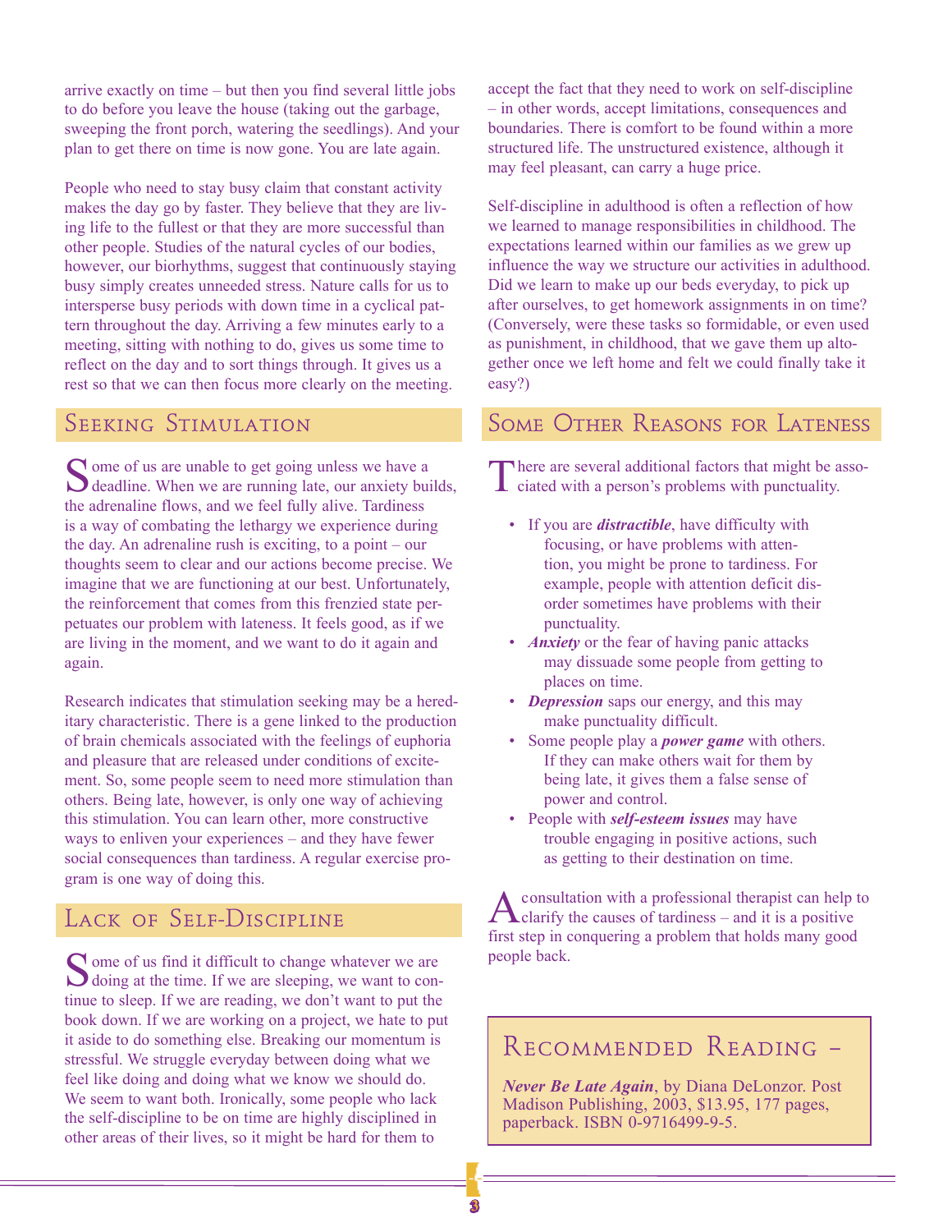arrive exactly on time – but then you find several little jobs to do before you leave the house (taking out the garbage, sweeping the front porch, watering the seedlings). And your plan to get there on time is now gone. You are late again.

People who need to stay busy claim that constant activity makes the day go by faster. They believe that they are living life to the fullest or that they are more successful than other people. Studies of the natural cycles of our bodies, however, our biorhythms, suggest that continuously staying busy simply creates unneeded stress. Nature calls for us to intersperse busy periods with down time in a cyclical pattern throughout the day. Arriving a few minutes early to a meeting, sitting with nothing to do, gives us some time to reflect on the day and to sort things through. It gives us a rest so that we can then focus more clearly on the meeting.

## Seeking Stimulation

Some of us are unable to get going unless we have a deadline. When we are running late, our anxiety builds, the adrenaline flows, and we feel fully alive. Tardiness is a way of combating the lethargy we experience during the day. An adrenaline rush is exciting, to a point – our thoughts seem to clear and our actions become precise. We imagine that we are functioning at our best. Unfortunately, the reinforcement that comes from this frenzied state perpetuates our problem with lateness. It feels good, as if we are living in the moment, and we want to do it again and again.

Research indicates that stimulation seeking may be a hereditary characteristic. There is a gene linked to the production of brain chemicals associated with the feelings of euphoria and pleasure that are released under conditions of excitement. So, some people seem to need more stimulation than others. Being late, however, is only one way of achieving this stimulation. You can learn other, more constructive ways to enliven your experiences – and they have fewer social consequences than tardiness. A regular exercise program is one way of doing this.

## Lack of Self-Discipline

Some of us find it difficult to change whatever we are doing at the time. If we are sleeping, we want to continue to sleep. If we are reading, we don't want to put the book down. If we are working on a project, we hate to put it aside to do something else. Breaking our momentum is stressful. We struggle everyday between doing what we feel like doing and doing what we know we should do. We seem to want both. Ironically, some people who lack the self-discipline to be on time are highly disciplined in other areas of their lives, so it might be hard for them to accept the fact that they need to work on self-discipline – in other words, accept limitations, consequences and boundaries. There is comfort to be found within a more structured life. The unstructured existence, although it may feel pleasant, can carry a huge price.

Self-discipline in adulthood is often a reflection of how we learned to manage responsibilities in childhood. The expectations learned within our families as we grew up influence the way we structure our activities in adulthood. Did we learn to make up our beds everyday, to pick up after ourselves, to get homework assignments in on time? (Conversely, were these tasks so formidable, or even used as punishment, in childhood, that we gave them up altogether once we left home and felt we could finally take it easy?)

## Some Other Reasons for Lateness

There are several additional factors that might be associated with a person's problems with punctuality.

- If you are ***distractible***, have difficulty with focusing, or have problems with attention, you might be prone to tardiness. For example, people with attention deficit disorder sometimes have problems with their punctuality.
- ***Anxiety*** or the fear of having panic attacks may dissuade some people from getting to places on time.
- ***Depression*** saps our energy, and this may make punctuality difficult.
- Some people play a ***power game*** with others. If they can make others wait for them by being late, it gives them a false sense of power and control.
- People with ***self-esteem issues*** may have trouble engaging in positive actions, such as getting to their destination on time.

A consultation with a professional therapist can help to clarify the causes of tardiness – and it is a positive first step in conquering a problem that holds many good people back.

## Recommended Reading –

***Never Be Late Again***, by Diana DeLonzor. Post Madison Publishing, 2003, $13.95, 177 pages, paperback. ISBN 0-9716499-9-5.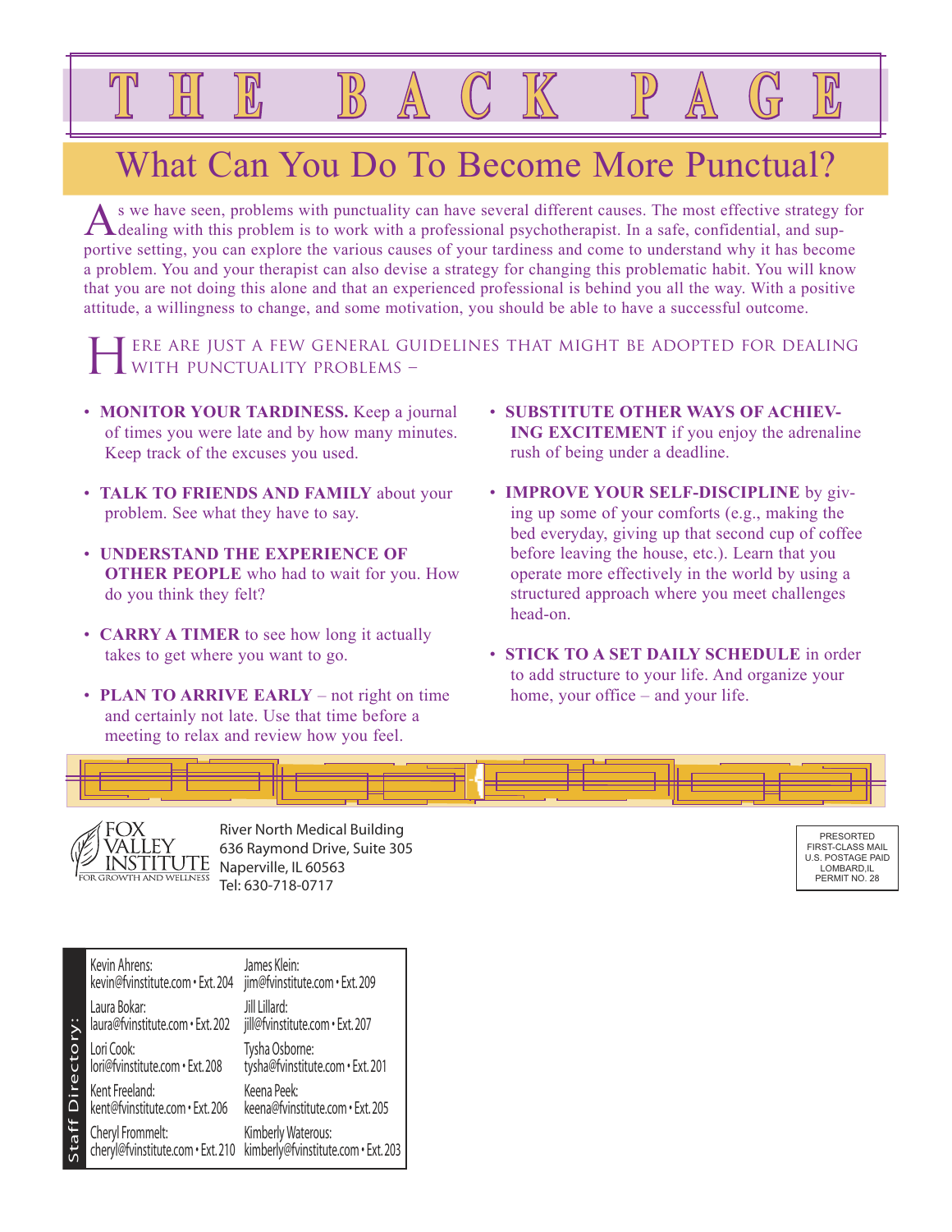# THE BACK PAGE

## What Can You Do To Become More Punctual?

As we have seen, problems with punctuality can have several different causes. The most effective strategy for dealing with this problem is to work with a professional psychotherapist. In a safe, confidential, and supportive setting, you can explore the various causes of your tardiness and come to understand why it has become a problem. You and your therapist can also devise a strategy for changing this problematic habit. You will know that you are not doing this alone and that an experienced professional is behind you all the way. With a positive attitude, a willingness to change, and some motivation, you should be able to have a successful outcome.

### Here are just a few general guidelines that might be adopted for dealing with punctuality problems –

- **MONITOR YOUR TARDINESS.** Keep a journal of times you were late and by how many minutes. Keep track of the excuses you used.
- **TALK TO FRIENDS AND FAMILY** about your problem. See what they have to say.
- **UNDERSTAND THE EXPERIENCE OF OTHER PEOPLE** who had to wait for you. How do you think they felt?
- **CARRY A TIMER** to see how long it actually takes to get where you want to go.
- **PLAN TO ARRIVE EARLY** – not right on time and certainly not late. Use that time before a meeting to relax and review how you feel.
- **SUBSTITUTE OTHER WAYS OF ACHIEVING EXCITEMENT** if you enjoy the adrenaline rush of being under a deadline.
- **IMPROVE YOUR SELF-DISCIPLINE** by giving up some of your comforts (e.g., making the bed everyday, giving up that second cup of coffee before leaving the house, etc.). Learn that you operate more effectively in the world by using a structured approach where you meet challenges head-on.
- **STICK TO A SET DAILY SCHEDULE** in order to add structure to your life. And organize your home, your office – and your life.

FOX VALLEY INSTITUTE FOR GROWTH AND WELLNESS

River North Medical Building
636 Raymond Drive, Suite 305
Naperville, IL 60563
Tel: 630-718-0717

PRESORTED
FIRST-CLASS MAIL
U.S. POSTAGE PAID
LOMBARD,IL
PERMIT NO. 28

**Staff Directory:**

| | |
|---|---|
| Kevin Ahrens: kevin@fvinstitute.com • Ext. 204 | James Klein: jim@fvinstitute.com • Ext. 209 |
| Laura Bokar: laura@fvinstitute.com • Ext. 202 | Jill Lillard: jill@fvinstitute.com • Ext. 207 |
| Lori Cook: lori@fvinstitute.com • Ext. 208 | Tysha Osborne: tysha@fvinstitute.com • Ext. 201 |
| Kent Freeland: kent@fvinstitute.com • Ext. 206 | Keena Peek: keena@fvinstitute.com • Ext. 205 |
| Cheryl Frommelt: cheryl@fvinstitute.com • Ext. 210 | Kimberly Waterous: kimberly@fvinstitute.com • Ext. 203 |